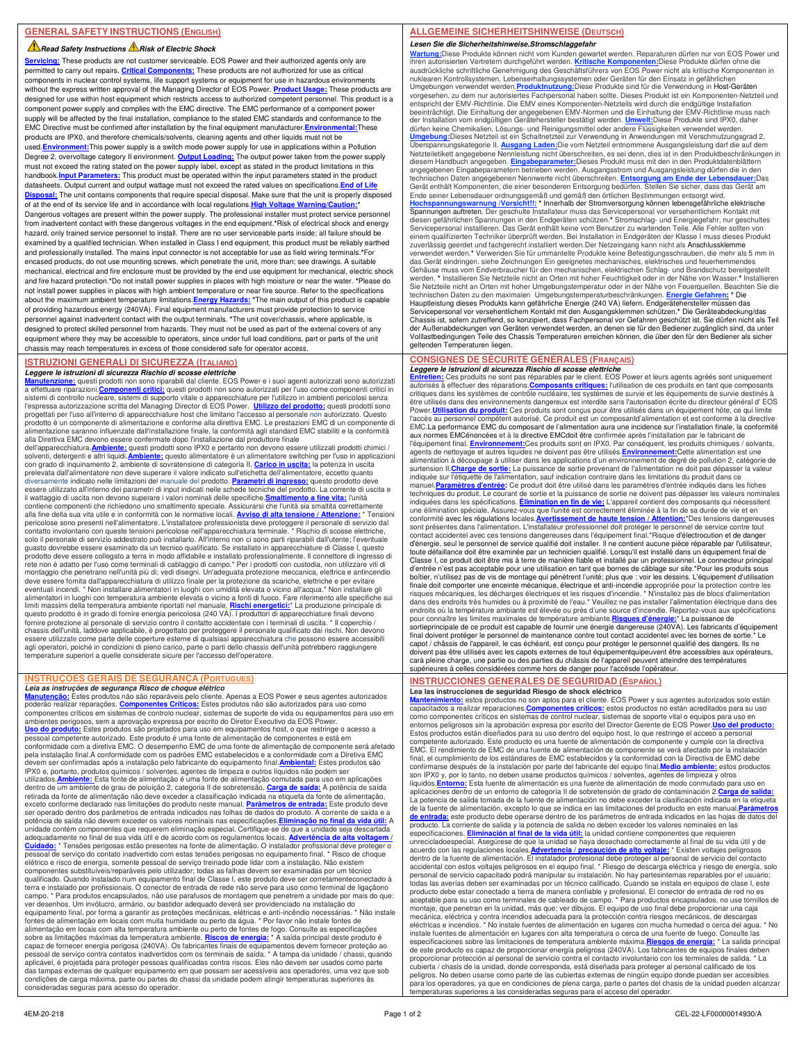## GENERAL SAFETY INSTRUCTIONS (ENGLISH)

***Read Safety Instructions*** ***Risk of Electric Shock***

**Servicing:** These products are not customer serviceable. EOS Power and their authorized agents only are permitted to carry out repairs. **Critical Components:** These products are not authorized for use as critical components in nuclear control systems, life support systems or equipment for use in hazardous environments without the express written approval of the Managing Director of EOS Power. **Product Usage:** These products are designed for use within host equipment which restricts access to authorized competent personnel. This product is a component power supply and complies with the EMC directive. The EMC performance of a component power supply will be affected by the final installation, compliance to the stated EMC standards and conformance to the EMC Directive must be confirmed after installation by the final equipment manufacturer. **Environmental:** These products are IPX0, and therefore chemicals/solvents, cleaning agents and other liquids must not be used. **Environment:** This power supply is a switch mode power supply for use in applications within a Pollution Degree 2, overvoltage category II environment. **Output Loading:** The output power taken from the power supply must not exceed the rating stated on the power supply label, except as stated in the product limitations in this handbook. **Input Parameters:** This product must be operated within the input parameters stated in the product datasheets. Output current and output wattage must not exceed the rated values on specifications. **End of Life Disposal:** The unit contains components that require special disposal. Make sure that the unit is properly disposed of at the end of its service life and in accordance with local regulations. **High Voltage Warning/Caution:** * Dangerous voltages are present within the power supply. The professional installer must protect service personnel from inadvertent contact with these dangerous voltages in the end equipment. *Risk of electrical shock and energy hazard, only trained service personnel to install. There are no user serviceable parts inside; all failure should be examined by a qualified technician. When installed in Class I end equipment, this product must be reliably earthed and professionally installed. The mains input connector is not acceptable for use as field wiring terminals. *For encased products, do not use mounting screws, which penetrate the unit, more than; see drawings. A suitable mechanical, electrical and fire enclosure must be provided by the end use equipment for mechanical, electric shock and fire hazard protection. *Do not install power supplies in places with high moisture or near the water. *Please do not install power supplies in places with high ambient temperature or near fire source. Refer to the specifications about the maximum ambient temperature limitations. **Energy Hazards:** *The main output of this product is capable of providing hazardous energy (240VA). Final equipment manufacturers must provide protection to service personnel against inadvertent contact with the output terminals. *The unit cover/chassis, where applicable, is designed to protect skilled personnel from hazards. They must not be used as part of the external covers of any equipment where they may be accessible to operators, since under full load conditions, part or parts of the unit chassis may reach temperatures in excess of those considered safe for operator access.

## ALLGEMEINE SICHERHEITSHINWEISE (DEUTSCH)

***Lesen Sie die Sicherheitshinweise. Stromschlaggefahr***

**Wartung:** Diese Produkte können nicht vom Kunden gewartet werden. Reparaturen dürfen nur von EOS Power und ihren autorisierten Vertretern durchgeführt werden. **Kritische Komponenten:** Diese Produkte dürfen ohne die ausdrückliche schriftliche Genehmigung des Geschäftsführers von EOS Power nicht als kritische Komponenten in nuklearen Kontrollsystemen, Lebenserhaltungssystemen oder Geräten für den Einsatz in gefährlichen Umgebungen verwendet werden. **Produktnutzung:** Diese Produkte sind für die Verwendung in Host-Geräten vorgesehen, zu dem nur autorisiertes Fachpersonal haben sollte. Dieses Produkt ist ein Komponenten-Netzteil und entspricht der EMV-Richtlinie. Die EMV eines Komponenten-Netzteils wird durch die endgültige Installation beeinträchtigt. Die Einhaltung der angegebenen EMV-Normen und die Einhaltung der EMV-Richtlinie muss nach der Installation vom endgültigen Gerätehersteller bestätigt werden. **Umwelt:** Diese Produkte sind IPX0, daher dürfen keine Chemikalien, Lösungs- und Reinigungsmittel oder andere Flüssigkeiten verwendet werden. **Umgebung:** Dieses Netzteil ist ein Schaltnetzteil zur Verwendung in Anwendungen mit Verschmutzungsgrad 2, Überspannungskategorie II. **Ausgang Laden:** Die vom Netzteil entnommene Ausgangsleistung darf die auf dem Netzteiletikett angegebene Nennleistung nicht überschreiten, es sei denn, dies ist in den Produktbeschränkungen in diesem Handbuch angegeben. **Eingabeparameter:** Dieses Produkt muss mit den in den Produktdatenblättern angegebenen Eingabeparametern betrieben werden. Ausgangsstrom und Ausgangsleistung dürfen die in den technischen Daten angegebenen Nennwerte nicht überschreiten. **Entsorgung am Ende der Lebensdauer:** Das Gerät enthält Komponenten, die einer besonderen Entsorgung bedürfen. Stellen Sie sicher, dass das Gerät am Ende seiner Lebensdauer ordnungsgemäß und gemäß den örtlichen Bestimmungen entsorgt wird. **Hochspannungswarnung /Vorsicht!:** * Innerhalb der Stromversorgung können lebensgefährliche elektrische Spannungen auftreten. Der geschulte Installateur muss das Servicepersonal vor versehentlichem Kontakt mit diesen gefährlichen Spannungen in den Endgeräten schützen.* Stromschlag- und Energiegefahr, nur geschultes Servicepersonal installieren. Das Gerät enthält keine vom Benutzer zu wartenden Teile. Alle Fehler sollten von einem qualifizierten Techniker überprüft werden. Bei Installation in Endgeräten der Klasse I muss dieses Produkt zuverlässig geerdet und fachgerecht installiert werden. Der Netzeingang kann nicht als Anschlussklemme verwendet werden.* Verwenden Sie für ummantelte Produkte keine Befestigungsschrauben, die mehr als 5 mm in das Gerät eindringen. siehe Zeichnungen Ein geeignetes mechanisches, elektrisches und feuerhemmendes Gehäuse muss vom Endverbraucher für den mechanischen, elektrischen Schlag- und Brandschutz bereitgestellt werden. * Installieren Sie Netzteile nicht an Orten mit hoher Feuchtigkeit oder in der Nähe von Wasser.* Installieren Sie Netzteile nicht an Orten mit hoher Umgebungstemperatur oder in der Nähe von Feuerquellen. Beachten Sie die technischen Daten zu den maximalen Umgebungstemperaturbeschränkungen. **Energie Gefahren:** * Die Hauptleistung dieses Produkts kann gefährliche Energie (240 VA) liefern. Endgerätehersteller müssen das Servicepersonal vor versehentlichem Kontakt mit den Ausgangsklemmen schützen.* Die Geräteabdeckung/das Chassis ist, sofern zutreffend, so konzipiert, dass Fachpersonal vor Gefahren geschützt ist. Sie dürfen nicht als Teil der Außenabdeckungen von Geräten verwendet werden, an denen sie für den Bediener zugänglich sind, da unter Volllastbedingungen Teile des Chassis Temperaturen erreichen können, die über den für den Bediener als sicher geltenden Temperaturen liegen.

## ISTRUZIONI GENERALI DI SICUREZZA (ITALIANO)

***Leggere le istruzioni di sicurezza Rischio di scosse elettriche***

**Manutenzione:** questi prodotti non sono riparabili dal cliente. EOS Power e i suoi agenti autorizzati sono autorizzati a effettuare riparazioni. **Componenti critici:** questi prodotti non sono autorizzati per l'uso come componenti critici in sistemi di controllo nucleare, sistemi di supporto vitale o apparecchiature per l'utilizzo in ambienti pericolosi senza l'espressa autorizzazione scritta del Managing Director di EOS Power. **Utilizzo del prodotto:** questi prodotti sono progettati per l'uso all'interno di apparecchiature host che limitano l'accesso al personale non autorizzato. Questo prodotto è un componente di alimentazione e conforme alla direttiva EMC. Le prestazioni EMC di un componente di alimentazione saranno influenzate dall'installazione finale, la conformità agli standard EMC stabiliti e la conformità alla Direttiva EMC devono essere confermate dopo l'installazione dal produttore finale dell'apparecchiatura. **Ambiente:** questi prodotti sono IPX0 e pertanto non devono essere utilizzati prodotti chimici / solventi, detergenti e altri liquidi. **Ambiente:** questo alimentatore è un alimentatore switching per l'uso in applicazioni con grado di inquinamento 2, ambiente di sovratensione di categoria II. **Carico in uscita:** la potenza in uscita prelevata dall'alimentatore non deve superare il valore indicato sull'etichetta dell'alimentatore, eccetto quanto diversamente indicato nelle limitazioni del manuale del prodotto. **Parametri di ingresso:** questo prodotto deve essere utilizzato all'interno dei parametri di input indicati nelle schede tecniche del prodotto. La corrente di uscita e il wattaggio di uscita non devono superare i valori nominali delle specifiche. **Smaltimento a fine vita:** l'unità contiene componenti che richiedono uno smaltimento speciale. Assicurarsi che l'unità sia smaltita correttamente alla fine della sua vita utile e in conformità con le normative locali. **Avviso di alta tensione / Attenzione:** * Tensioni pericolose sono presenti nell'alimentatore. L'installatore professionista deve proteggere il personale di servizio dal contatto involontario con queste tensioni pericolose nell'apparecchiatura terminale. * Rischio di scosse elettriche, solo il personale di servizio addestrato può installarlo. All'interno non ci sono parti riparabili dall'utente; l'eventuale guasto dovrebbe essere esaminato da un tecnico qualificato. Se installato in apparecchiature di Classe I, questo prodotto deve essere collegato a terra in modo affidabile e installato professionalmente. Il connettore di ingresso di rete non è adatto per l'uso come terminali di cablaggio di campo.* Per i prodotti con custodia, non utilizzare viti di montaggio che penetrano nell'unità più di; vedi disegni. Un'adeguata protezione meccanica, elettrica e antincendio deve essere fornita dall'apparecchiatura di utilizzo finale per la protezione da scariche, elettriche e per evitare eventuali incendi. * Non installare alimentatori in luoghi con umidità elevata o vicino all'acqua.* Non installare gli alimentatori in luoghi con temperatura ambiente elevata o vicino a fonti di fuoco. Fare riferimento alle specifiche sui limiti massimi della temperatura ambiente riportati nel manuale. **Rischi energetici:** * La produzione principale di questo prodotto è in grado di fornire energia pericolosa (240 VA). I produttori di apparecchiature finali devono fornire protezione al personale di servizio contro il contatto accidentale con i terminali di uscita. * Il coperchio / chassis dell'unità, laddove applicabile, è progettato per proteggere il personale qualificato dai rischi. Non devono essere utilizzate come parte delle coperture esterne di qualsiasi apparecchiatura che possono essere accessibili agli operatori, poiché in condizioni di pieno carico, parte o parti dello chassis dell'unità potrebbero raggiungere temperature superiori a quelle considerate sicure per l'accesso dell'operatore.

## CONSIGNES DE SÉCURITÉ GÉNÉRALES (FRANÇAIS)

***Leggere le istruzioni di sicurezza Rischio di scosse elettriche***

**Entretien:** Ces produits ne sont pas réparables par le client. EOS Power et leurs agents agréés sont uniquement autorisés à effectuer des réparations. **Composants critiques:** l'utilisation de ces produits en tant que composants critiques dans les systèmes de contrôle nucléaire, les systèmes de survie et les équipements de survie destinés à être utilisés dans des environnements dangereux est interdite sans l'autorisation écrite du directeur général d' EOS Power. **Utilisation du produit:** Ces produits sont conçus pour être utilisés dans un équipement hôte, ce qui limite l'accès au personnel compétent autorisé. Ce produit est un composantd'alimentation et est conforme à la directive EMC. La performance EMC du composant de l'alimentation aura une incidence sur l'installation finale, la conformité aux normes EMCénoncées et à la directive EMCdoit être confirmée après l'installation par le fabricant de l'équipement final. **Environnement:** Ces produits sont en IPX0. Par conséquent, les produits chimiques / solvants, agents de nettoyage et autres liquides ne doivent pas être utilisés. **Environnement:** Cette alimentation est une alimentation à découpage à utiliser dans les applications d'un environnement de degré de pollution 2, catégorie de surtension II. **Charge de sortie:** La puissance de sortie provenant de l'alimentation ne doit pas dépasser la valeur indiquée sur l'étiquette de l'alimentation, sauf indication contraire dans les limitations du produit dans ce manuel. **Paramètres d'entrée:** Ce produit doit être utilisé dans les paramètres d'entrée indiqués dans les fiches techniques du produit. Le courant de sortie et la puissance de sortie ne doivent pas dépasser les valeurs nominales indiquées dans les spécifications. **Élimination en fin de vie:** L'appareil contient des composants qui nécessitent une élimination spéciale. Assurez-vous que l'unité est correctement éliminée à la fin de sa durée de vie et en conformité avec les régulations locales. **Avertissement de haute tension / Attention:** *Des tensions dangereuses sont présentes dans l'alimentation. L'installateur professionnel doit protéger le personnel de service contre tout contact accidentel avec ces tensions dangereuses dans l'équipement final. *Risque d'électrocution et de danger d'énergie, seul le personnel de service qualifié doit installer. Il ne contient aucune pièce réparable par l'utilisateur, toute défaillance doit être examinée par un technicien qualifié. Lorsqu'il est installé dans un équipement final de Classe I, ce produit doit être mis à terre de manière fiable et installé par un professionnel. Le connecteur principal d'entrée n'est pas acceptable pour une utilisation en tant que bornes de câblage sur site. *Pour les produits sous boîtier, n'utilisez pas de vis de montage qui pénètrent l'unité; plus que : voir les dessins. L'équipement d'utilisation finale doit comporter une enceinte mécanique, électrique et anti-incendie appropriée pour la protection contre les risques mécaniques, les décharges électriques et les risques d'incendie. * N'installez pas de blocs d'alimentation dans des endroits très humides ou à proximité de l'eau.* Veuillez ne pas installer l'alimentation électrique dans des endroits où la température ambiante est élevée ou près d'une source d'incendie. Reportez-vous aux spécifications pour connaître les limites maximales de température ambiante. **Risques d'énergie:** * La puissance de sortieprincipale de ce produit est capable de fournir une énergie dangereuse (240VA). Les fabricants d'équipement final doivent protéger le personnel de maintenance contre tout contact accidentel avec les bornes de sortie.* Le capot / châssis de l'appareil, le cas échéant, est conçu pour protéger le personnel qualifié des dangers. Ils ne doivent pas être utilisés avec les capots externes de tout équipementquipeuvent être accessibles aux opérateurs, carà pleine charge, une partie ou des parties du châssis de l'appareil peuvent atteindre des températures supérieures à celles considérées comme hors de danger pour l'accèsde l'opérateur.

## INSTRUÇÕES GERAIS DE SEGURANÇA (PORTUGUES)

***Leia as instruções de segurança Risco de choque elétrico***

**Manutenção:** Estes produtos não são reparáveis pelo cliente. Apenas a EOS Power e seus agentes autorizados poderão realizar reparações. **Componentes Críticos:** Estes produtos não são autorizados para uso como componentes críticos em sistemas de controlo nuclear, sistemas de suporte vital ou equipamentos para uso em ambientes perigosos, sem a aprovação expressa por escrito do Diretor Executivo da EOS Power. **Uso do produto:** Estes produtos são projetados para uso em equipamentos host, o que restringe o acesso a pessoal competente autorizado. Este produto é uma fonte de alimentação de componentes e está em conformidade com a diretiva EMC. O desempenho EMC de uma fonte de alimentação de componente será afetado pela instalação final. A conformidade com os padrões EMC estabelecidos e a conformidade com a Diretiva EMC devem ser confirmadas após a instalação pelo fabricante do equipamento final. **Ambiental:** Estes produtos são IPX0 e, portanto, produtos químicos / solventes, agentes de limpeza e outros líquidos não podem ser utilizados. **Ambiente:** Esta fonte de alimentação é uma fonte de alimentação comutada para uso em aplicações dentro de um ambiente de grau de poluição 2, categoria II de sobretensão. **Carga de saída:** A potência de saída retirada da fonte de alimentação não deve exceder a classificação indicada na etiqueta da fonte de alimentação, exceto conforme declarado nas limitações do produto neste manual. **Parâmetros de entrada:** Este produto deve ser operado dentro dos parâmetros de entrada indicados nas folhas de dados do produto. A corrente de saída e a potência de saída não devem exceder os valores nominais nas especificações. **Eliminação no final da vida útil:** A unidade contém componentes que requerem eliminação especial. Certifique-se de que a unidade seja descartada adequadamente no final de sua vida útil e de acordo com os regulamentos locais. **Advertência de alta voltagem / Cuidado:** * Tensões perigosas estão presentes na fonte de alimentação. O instalador profissional deve proteger o pessoal de serviço do contato inadvertido com estas tensões perigosas no equipamento final. * Risco de choque elétrico e risco de energia, somente pessoal de serviço treinado pode lidar com a instalação. Não existem componentes substituíveis/reparáveis pelo utilizador; todas as falhas devem ser examinadas por um técnico qualificado. Quando instalado num equipamento final de Classe I, este produto deve ser corretamenteconectado à terra e instalado por profissionais. O conector de entrada de rede não serve para uso como terminal de ligaçãono campo. * Para produtos encapsulados, não use parafusos de montagem que penetrem a unidade por mais do que: ver desenhos. Um invólucro, armário, ou bastidor adequado deverá ser providenciado na instalação do equipamento final, por forma a garantir as proteções mecânicas, elétricas e anti-incêndio necessárias. * Não instale fontes de alimentação em locais com muita humidade ou perto da água. * Por favor não instale fontes de alimentação em locais com alta temperatura ambiente ou perto de fontes de fogo. Consulte as especificações sobre as limitações máximas da temperatura ambiente. **Riscos de energia:** * A saída principal deste produto é capaz de fornecer energia perigosa (240VA). Os fabricantes finais de equipamentos devem fornecer proteção ao pessoal de serviço contra contatos inadvertidos com os terminais de saída. * A tampa da unidade / chassi, quando aplicável, é projetada para proteger pessoas qualificadas contra riscos. Eles não devem ser usados como parte das tampas externas de qualquer equipamento em que possam ser acessíveis aos operadores, uma vez que sob condições de carga máxima, parte ou partes do chassi da unidade podem atingir temperaturas superiores às consideradas seguras para acesso do operador.

## INSTRUCCIONES GENERALES DE SEGURIDAD (ESPAÑOL)

**Lea las instrucciones de seguridad Riesgo de shock eléctrico**

**Mantenimiento:** estos productos no son aptos para el cliente. EOS Power y sus agentes autorizados solo están capacitados a realizar reparaciones. **Componentes críticos:** estos productos no están acreditados para su uso como componentes críticos en sistemas de control nuclear, sistemas de soporte vital o equipos para uso en entornos peligrosos sin la aprobación expresa por escrito del Director Gerente de EOS Power. **Uso del producto:** Estos productos están diseñados para su uso dentro del equipo host, lo que restringe el acceso a personal competente autorizado. Este producto es una fuente de alimentación de componente y cumple con la directiva EMC. El rendimiento de EMC de una fuente de alimentación de componente se verá afectado por la instalación final, el cumplimiento de los estándares de EMC establecidos y la conformidad con la Directiva de EMC debe confirmarse después de la instalación por parte del fabricante del equipo final. **Medio ambiente:** estos productos son IPX0 y, por lo tanto, no deben usarse productos químicos / solventes, agentes de limpieza y otros líquidos. **Entorno:** Esta fuente de alimentación es una fuente de alimentación de modo conmutado para uso en aplicaciones dentro de un entorno de categoría II de sobretensión de grado de contaminación 2. **Carga de salida:** La potencia de salida tomada de la fuente de alimentación no debe exceder la clasificación indicada en la etiqueta de la fuente de alimentación, excepto lo que se indica en las limitaciones del producto en este manual. **Parámetros de entrada:** este producto debe operarse dentro de los parámetros de entrada indicados en las hojas de datos del producto. La corriente de salida y la potencia de salida no deben exceder los valores nominales en las especificaciones. **Eliminación al final de la vida útil:** la unidad contiene componentes que requieren unareciclajeespecial. Asegúrese de que la unidad se haya desechado correctamente al final de su vida útil y de acuerdo con las regulaciones locales. **Advertencia / precaución de alto voltaje:** * Existen voltajes peligrosos dentro de la fuente de alimentación. El instalador profesional debe proteger al personal de servicio del contacto accidental con estos voltajes peligrosos en el equipo final. * Riesgo de descarga eléctrica y riesgo de energía, solo personal de servicio capacitado podrá manipular su instalación. No hay partesinternas reparables por el usuario; todas las averías deben ser examinadas por un técnico calificado. Cuando se instala en equipos de clase I, este producto debe estar conectado a tierra de manera confiable y profesional. El conector de entrada de red no es aceptable para su uso como terminales de cableado de campo. * Para productos encapsulados, no use tornillos de montaje, que penetran en la unidad, más que; ver dibujos. El equipo de uso final debe proporcionar una caja mecánica, eléctrica y contra incendios adecuada para la protección contra riesgos mecánicos, de descargas eléctricas e incendios. * No instale fuentes de alimentación en lugares con mucha humedad o cerca del agua. * No instale fuentes de alimentación en lugares con alta temperatura o cerca de una fuente de fuego. Consulte las especificaciones sobre las limitaciones de temperatura ambiente máxima. **Riesgos de energía:** * La salida principal de este producto es capaz de proporcionar energía peligrosa (240VA). Los fabricantes de equipos finales deben proporcionar protección al personal de servicio contra el contacto involuntario con los terminales de salida. * La cubierta / chasis de la unidad, donde corresponda, está diseñada para proteger al personal calificado de los peligros. No deben usarse como parte de las cubiertas externas de ningún equipo donde puedan ser accesibles para los operadores, ya que en condiciones de plena carga, parte o partes del chasis de la unidad pueden alcanzar temperaturas superiores a las consideradas seguras para el acceso del operador.

4EM-20-218 CEL-22-LF00000014930/A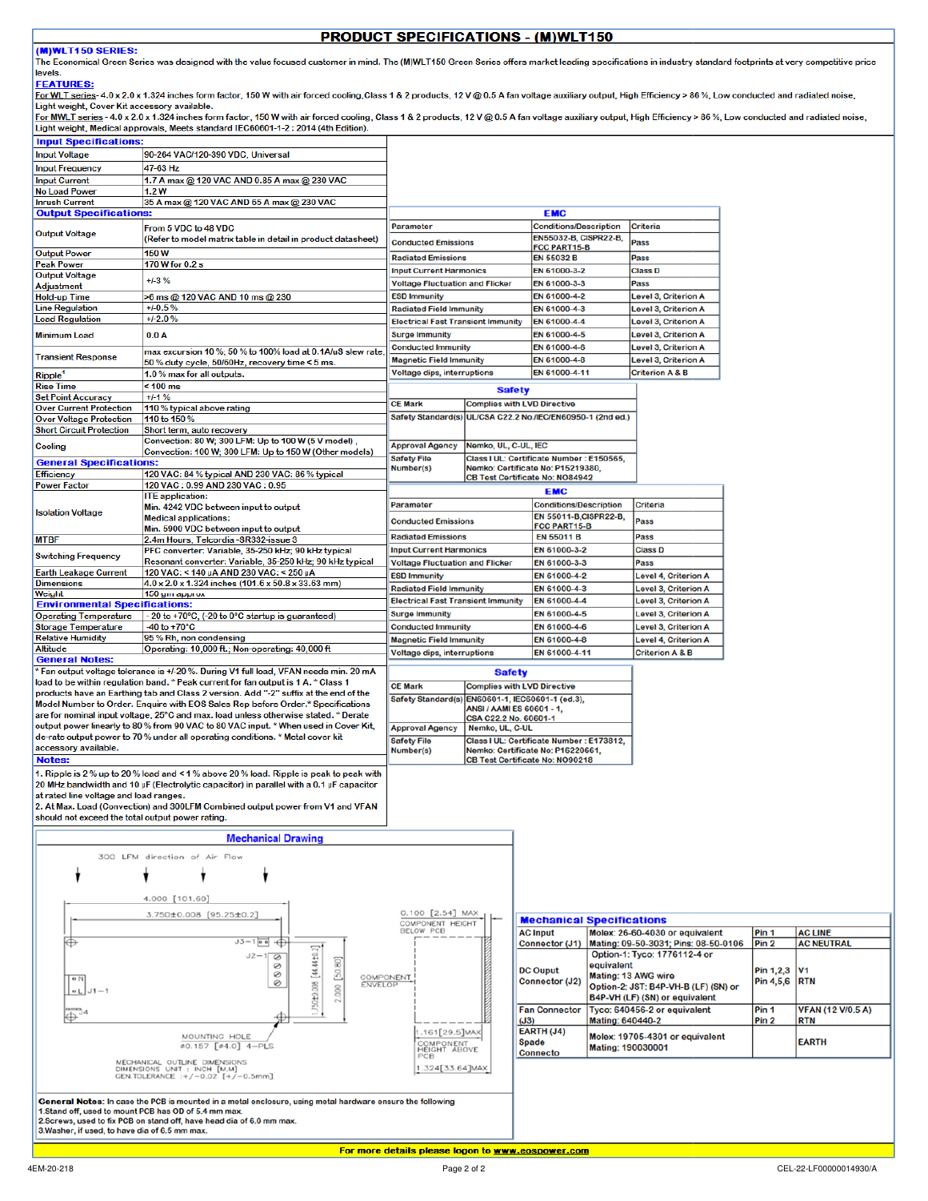# PRODUCT SPECIFICATIONS - (M)WLT150

## (M)WLT150 SERIES:

The Economical Green Series was designed with the value focused customer in mind. The (M)WLT150 Green Series offers market leading specifications in industry standard footprints at very competitive price levels.

## FEATURES:

For WLT series- 4.0 x 2.0 x 1.324 inches form factor, 150 W with air forced cooling,Class 1 & 2 products, 12 V @ 0.5 A fan voltage auxiliary output, High Efficiency > 86 %, Low conducted and radiated noise, Light weight, Cover Kit accessory available.

For MWLT series - 4.0 x 2.0 x 1.324 inches form factor, 150 W with air forced cooling, Class 1 & 2 products, 12 V @ 0.5 A fan voltage auxiliary output, High Efficiency > 86 %, Low conducted and radiated noise, Light weight, Medical approvals, Meets standard IEC60601-1-2 : 2014 (4th Edition).

### Input Specifications:

| | |
|---|---|
| Input Voltage | 90-264 VAC/120-390 VDC, Universal |
| Input Frequency | 47-63 Hz |
| Input Current | 1.7 A max @ 120 VAC AND 0.85 A max @ 230 VAC |
| No Load Power | 1.2 W |
| Inrush Current | 35 A max @ 120 VAC AND 65 A max @ 230 VAC |

### Output Specifications:

| | |
|---|---|
| Output Voltage | From 5 VDC to 48 VDC (Refer to model matrix table in detail in product datasheet) |
| Output Power | 150 W |
| Peak Power | 170 W for 0.2 s |
| Output Voltage Adjustment | +/-3 % |
| Hold-up Time | >6 ms @ 120 VAC AND 10 ms @ 230 |
| Line Regulation | +/-0.5 % |
| Load Regulation | +/-2.0 % |
| Minimum Load | 0.0 A |
| Transient Response | max excursion 10 %, 50 % to 100% load at 0.1A/uS slew rate, 50 % duty cycle, 50/60Hz, recovery time < 5 ms. |
| Ripple[1] | 1.0 % max for all outputs. |
| Rise Time | < 100 ms |
| Set Point Accuracy | +/-1 % |
| Over Current Protection | 110 % typical above rating |
| Over Voltage Protection | 110 to 150 % |
| Short Circuit Protection | Short term, auto recovery |
| Cooling | Convection: 80 W; 300 LFM: Up to 100 W (5 V model) , Convection: 100 W; 300 LFM: Up to 150 W (Other models) |

### General Specifications:

| | |
|---|---|
| Efficiency | 120 VAC: 84 % typical AND 230 VAC: 86 % typical |
| Power Factor | 120 VAC : 0.99 AND 230 VAC : 0.95 |
| Isolation Voltage | ITE application: Min. 4242 VDC between input to output; Medical applications: Min. 5900 VDC between input to output |
| MTBF | 2.4m Hours, Telcordia -SR332-issue 3 |
| Switching Frequency | PFC converter: Variable, 35-250 kHz; 90 kHz typical; Resonant converter: Variable, 35-250 kHz; 90 kHz typical |
| Earth Leakage Current | 120 VAC: < 140 μA AND 230 VAC: < 250 μA |
| Dimensions | 4.0 x 2.0 x 1.324 inches (101.6 x 50.8 x 33.63 mm) |
| Weight | 150 gm approx |

### Environmental Specifications:

| | |
|---|---|
| Operating Temperature | -20 to +70°C, (-20 to 0°C startup is guaranteed) |
| Storage Temperature | -40 to +70°C |
| Relative Humidity | 95 % Rh, non condensing |
| Altitude | Operating: 10,000 ft.; Non-operating: 40,000 ft |

### General Notes:

* Fan output voltage tolerance is +/-20 %. During V1 full load, VFAN needs min. 20 mA load to be within regulation band. * Peak current for fan output is 1 A. * Class 1 products have an Earthing tab and Class 2 version. Add "-2" suffix at the end of the Model Number to Order. Enquire with EOS Sales Rep before Order.* Specifications are for nominal input voltage, 25°C and max. load unless otherwise stated. * Derate output power linearly to 80 % from 90 VAC to 80 VAC input. * When used in Cover Kit, de-rate output power to 70 % under all operating conditions. * Metal cover kit accessory available.

### Notes:

1. Ripple is 2 % up to 20 % load and < 1 % above 20 % load. Ripple is peak to peak with 20 MHz bandwidth and 10 μF (Electrolytic capacitor) in parallel with a 0.1 μF capacitor at rated line voltage and load ranges.
2. At Max. Load (Convection) and 300LFM Combined output power from V1 and VFAN should not exceed the total output power rating.

### EMC

| Parameter | Conditions/Description | Criteria |
|---|---|---|
| Conducted Emissions | EN55032-B, CISPR22-B, FCC PART15-B | Pass |
| Radiated Emissions | EN 55032 B | Pass |
| Input Current Harmonics | EN 61000-3-2 | Class D |
| Voltage Fluctuation and Flicker | EN 61000-3-3 | Pass |
| ESD Immunity | EN 61000-4-2 | Level 3, Criterion A |
| Radiated Field Immunity | EN 61000-4-3 | Level 3, Criterion A |
| Electrical Fast Transient Immunity | EN 61000-4-4 | Level 3, Criterion A |
| Surge Immunity | EN 61000-4-5 | Level 3, Criterion A |
| Conducted Immunity | EN 61000-4-6 | Level 3, Criterion A |
| Magnetic Field Immunity | EN 61000-4-8 | Level 3, Criterion A |
| Voltage dips, interruptions | EN 61000-4-11 | Criterion A & B |

### Safety

| | |
|---|---|
| CE Mark | Complies with LVD Directive |
| Safety Standard(s) | UL/CSA C22.2 No./IEC/EN60950-1 (2nd ed.) |
| Approval Agency | Nemko, UL, C-UL, IEC |
| Safety File Number(s) | Class I UL: Certificate Number : E150565, Nemko: Certificate No: P15219380, CB Test Certificate No: NO84942 |

### EMC

| Parameter | Conditions/Description | Criteria |
|---|---|---|
| Conducted Emissions | EN 55011-B,CISPR22-B, FCC PART15-B | Pass |
| Radiated Emissions | EN 55011 B | Pass |
| Input Current Harmonics | EN 61000-3-2 | Class D |
| Voltage Fluctuation and Flicker | EN 61000-3-3 | Pass |
| ESD Immunity | EN 61000-4-2 | Level 4, Criterion A |
| Radiated Field Immunity | EN 61000-4-3 | Level 3, Criterion A |
| Electrical Fast Transient Immunity | EN 61000-4-4 | Level 3, Criterion A |
| Surge Immunity | EN 61000-4-5 | Level 3, Criterion A |
| Conducted Immunity | EN 61000-4-6 | Level 3, Criterion A |
| Magnetic Field Immunity | EN 61000-4-8 | Level 4, Criterion A |
| Voltage dips, interruptions | EN 61000-4-11 | Criterion A & B |

### Safety

| | |
|---|---|
| CE Mark | Complies with LVD Directive |
| Safety Standard(s) | EN60601-1, IEC60601-1 (ed.3), ANSI / AAMI ES 60601 - 1, CSA C22.2 No. 60601-1 |
| Approval Agency | Nemko, UL, C-UL |
| Safety File Number(s) | Class I UL: Certificate Number : E173812, Nemko: Certificate No: P16220661, CB Test Certificate No: NO90218 |

### Mechanical Drawing

300 LFM direction of Air Flow

4.000 [101.60]

3.750±0.008 [95.25±0.2]

J3-1

J2-1

N

L J1-1

J4

1.750±0.008 [44.45±0.2]

2.000 [50.80]

MOUNTING HOLE ø0.157 [ø4.0] 4-PLS

MECHANICAL OUTLINE DIMENSIONS
DIMENSIONS UNIT : INCH [M.M]
GEN.TOLERANCE : +/-0.02 [+/-0.5mm]

0.100 [2.54] MAX COMPONENT HEIGHT BELOW PCB

COMPONENT ENVELOPE

1.161[29.5]MAX COMPONENT HEIGHT ABOVE PCB

1.324[33.64]MAX

**General Notes:** In case the PCB is mounted in a metal enclosure, using metal hardware ensure the following

1. Stand off, used to mount PCB has OD of 5.4 mm max.
2. Screws, used to fix PCB on stand off, have head dia of 6.0 mm max.
3. Washer, if used, to have dia of 6.5 mm max.

### Mechanical Specifications

| | | | |
|---|---|---|---|
| AC Input Connector (J1) | Molex: 26-60-4030 or equivalent; Mating: 09-50-3031; Pins: 08-50-0106 | Pin 1<br>Pin 2 | AC LINE<br>AC NEUTRAL |
| DC Ouput Connector (J2) | Option-1: Tyco: 1776112-4 or equivalent; Mating: 13 AWG wire; Option-2: JST: B4P-VH-B (LF) (SN) or B4P-VH (LF) (SN) or equivalent | Pin 1,2,3<br>Pin 4,5,6 | V1<br>RTN |
| Fan Connector (J3) | Tyco: 640456-2 or equivalent; Mating: 640440-2 | Pin 1<br>Pin 2 | VFAN (12 V/0.5 A)<br>RTN |
| EARTH (J4) Spade Connecto | Molex: 19705-4301 or equivalent; Mating: 190030001 | | EARTH |

For more details please logon to www.eospower.com

4EM-20-218

CEL-22-LF00000014930/A